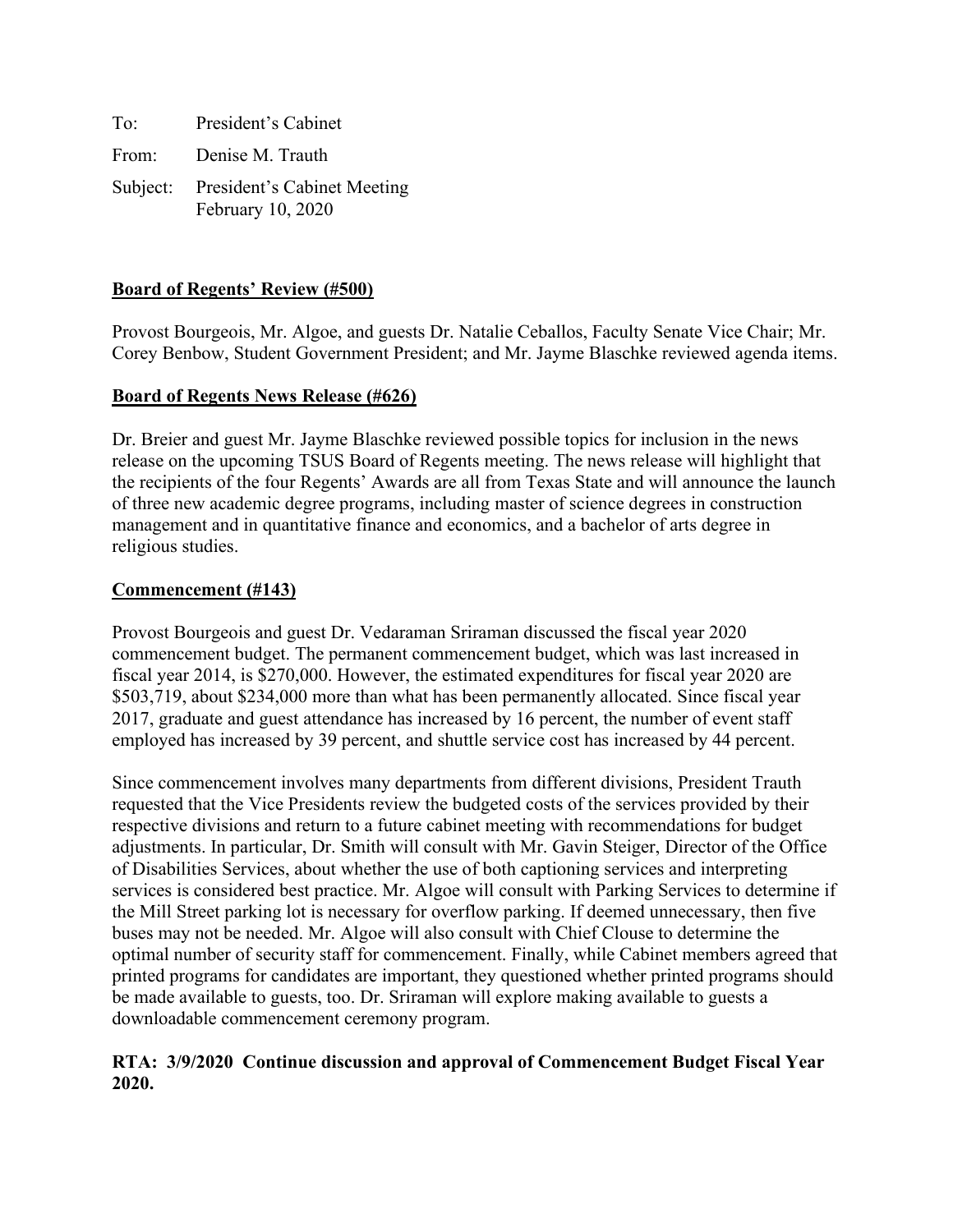To: President's Cabinet

From: Denise M. Trauth

Subject: President's Cabinet Meeting
February 10, 2020

**Board of Regents' Review (#500)**

Provost Bourgeois, Mr. Algoe, and guests Dr. Natalie Ceballos, Faculty Senate Vice Chair; Mr. Corey Benbow, Student Government President; and Mr. Jayme Blaschke reviewed agenda items.

**Board of Regents News Release (#626)**

Dr. Breier and guest Mr. Jayme Blaschke reviewed possible topics for inclusion in the news release on the upcoming TSUS Board of Regents meeting. The news release will highlight that the recipients of the four Regents' Awards are all from Texas State and will announce the launch of three new academic degree programs, including master of science degrees in construction management and in quantitative finance and economics, and a bachelor of arts degree in religious studies.

**Commencement (#143)**

Provost Bourgeois and guest Dr. Vedaraman Sriraman discussed the fiscal year 2020 commencement budget. The permanent commencement budget, which was last increased in fiscal year 2014, is $270,000. However, the estimated expenditures for fiscal year 2020 are $503,719, about $234,000 more than what has been permanently allocated. Since fiscal year 2017, graduate and guest attendance has increased by 16 percent, the number of event staff employed has increased by 39 percent, and shuttle service cost has increased by 44 percent.

Since commencement involves many departments from different divisions, President Trauth requested that the Vice Presidents review the budgeted costs of the services provided by their respective divisions and return to a future cabinet meeting with recommendations for budget adjustments. In particular, Dr. Smith will consult with Mr. Gavin Steiger, Director of the Office of Disabilities Services, about whether the use of both captioning services and interpreting services is considered best practice. Mr. Algoe will consult with Parking Services to determine if the Mill Street parking lot is necessary for overflow parking. If deemed unnecessary, then five buses may not be needed. Mr. Algoe will also consult with Chief Clouse to determine the optimal number of security staff for commencement. Finally, while Cabinet members agreed that printed programs for candidates are important, they questioned whether printed programs should be made available to guests, too. Dr. Sriraman will explore making available to guests a downloadable commencement ceremony program.

**RTA: 3/9/2020 Continue discussion and approval of Commencement Budget Fiscal Year 2020.**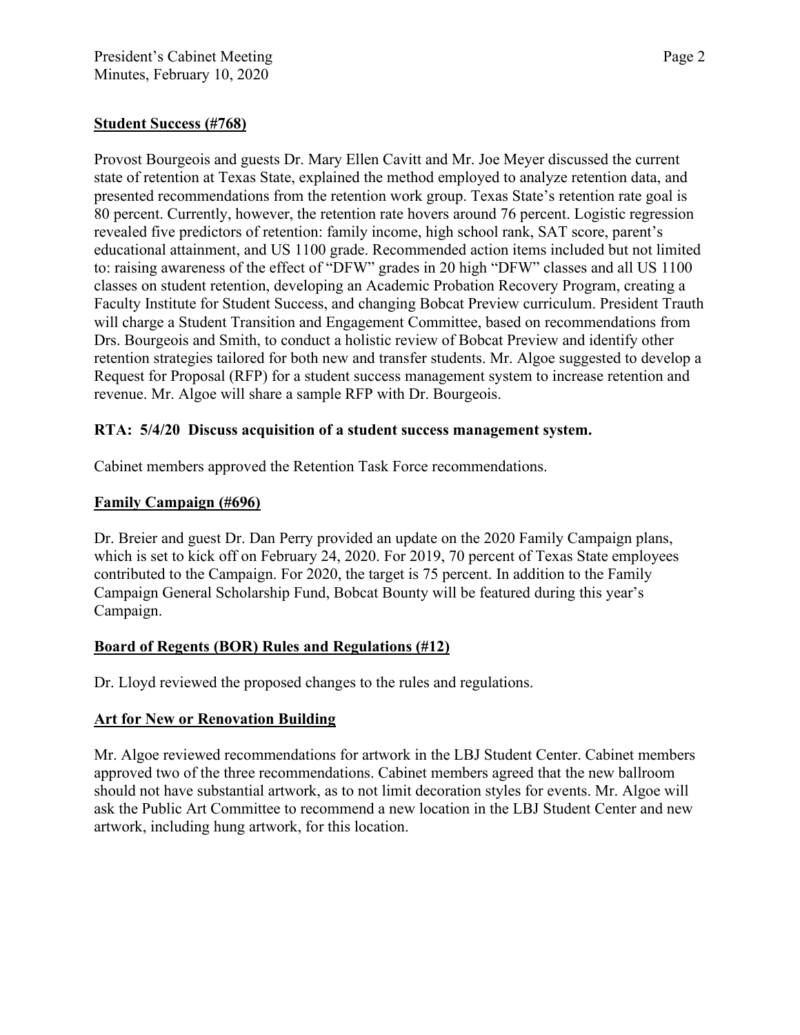**Student Success (#768)**

Provost Bourgeois and guests Dr. Mary Ellen Cavitt and Mr. Joe Meyer discussed the current state of retention at Texas State, explained the method employed to analyze retention data, and presented recommendations from the retention work group. Texas State's retention rate goal is 80 percent. Currently, however, the retention rate hovers around 76 percent. Logistic regression revealed five predictors of retention: family income, high school rank, SAT score, parent's educational attainment, and US 1100 grade. Recommended action items included but not limited to: raising awareness of the effect of "DFW" grades in 20 high "DFW" classes and all US 1100 classes on student retention, developing an Academic Probation Recovery Program, creating a Faculty Institute for Student Success, and changing Bobcat Preview curriculum. President Trauth will charge a Student Transition and Engagement Committee, based on recommendations from Drs. Bourgeois and Smith, to conduct a holistic review of Bobcat Preview and identify other retention strategies tailored for both new and transfer students. Mr. Algoe suggested to develop a Request for Proposal (RFP) for a student success management system to increase retention and revenue. Mr. Algoe will share a sample RFP with Dr. Bourgeois.

**RTA: 5/4/20 Discuss acquisition of a student success management system.**

Cabinet members approved the Retention Task Force recommendations.

**Family Campaign (#696)**

Dr. Breier and guest Dr. Dan Perry provided an update on the 2020 Family Campaign plans, which is set to kick off on February 24, 2020. For 2019, 70 percent of Texas State employees contributed to the Campaign. For 2020, the target is 75 percent. In addition to the Family Campaign General Scholarship Fund, Bobcat Bounty will be featured during this year's Campaign.

**Board of Regents (BOR) Rules and Regulations (#12)**

Dr. Lloyd reviewed the proposed changes to the rules and regulations.

**Art for New or Renovation Building**

Mr. Algoe reviewed recommendations for artwork in the LBJ Student Center. Cabinet members approved two of the three recommendations. Cabinet members agreed that the new ballroom should not have substantial artwork, as to not limit decoration styles for events. Mr. Algoe will ask the Public Art Committee to recommend a new location in the LBJ Student Center and new artwork, including hung artwork, for this location.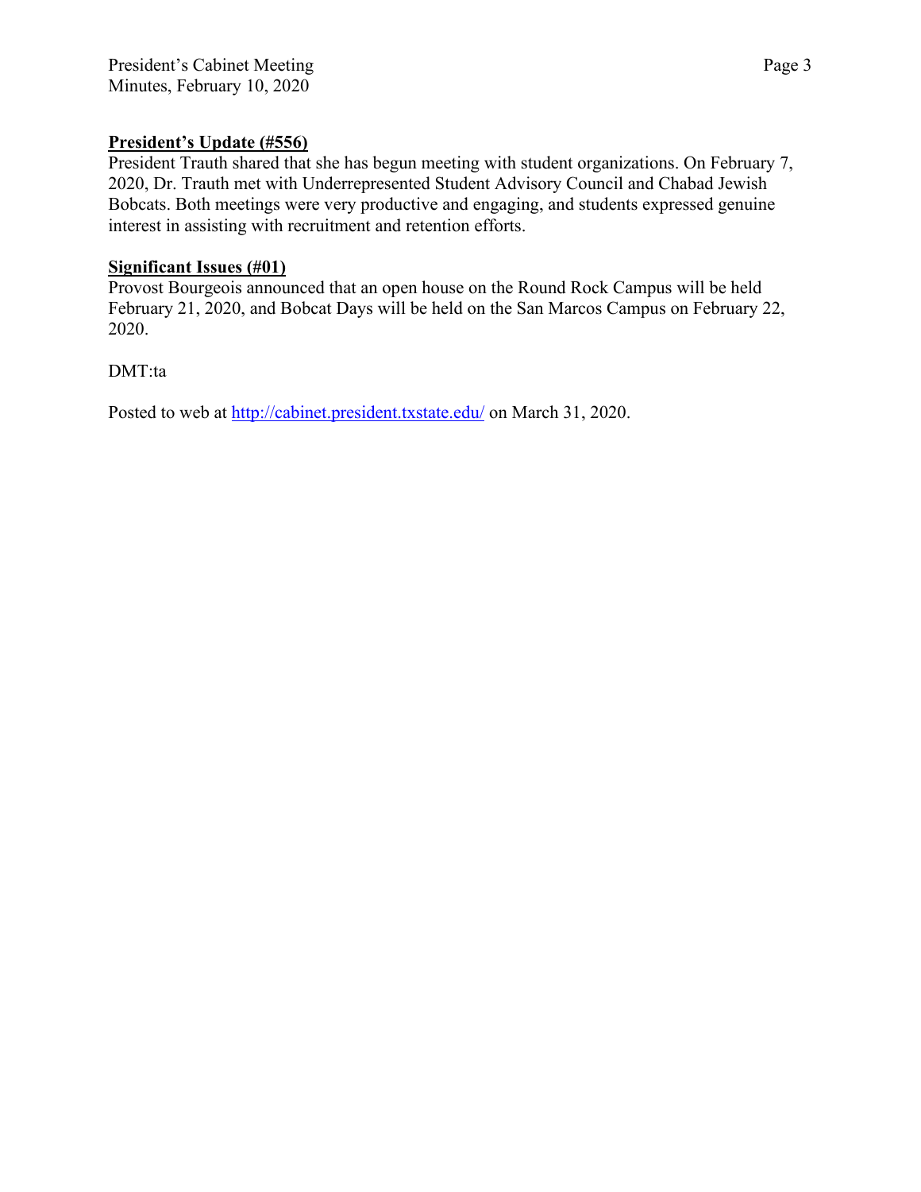**President's Update (#556)**

President Trauth shared that she has begun meeting with student organizations. On February 7, 2020, Dr. Trauth met with Underrepresented Student Advisory Council and Chabad Jewish Bobcats. Both meetings were very productive and engaging, and students expressed genuine interest in assisting with recruitment and retention efforts.

**Significant Issues (#01)**

Provost Bourgeois announced that an open house on the Round Rock Campus will be held February 21, 2020, and Bobcat Days will be held on the San Marcos Campus on February 22, 2020.

DMT:ta

Posted to web at [http://cabinet.president.txstate.edu/](http://cabinet.president.txstate.edu/) on March 31, 2020.